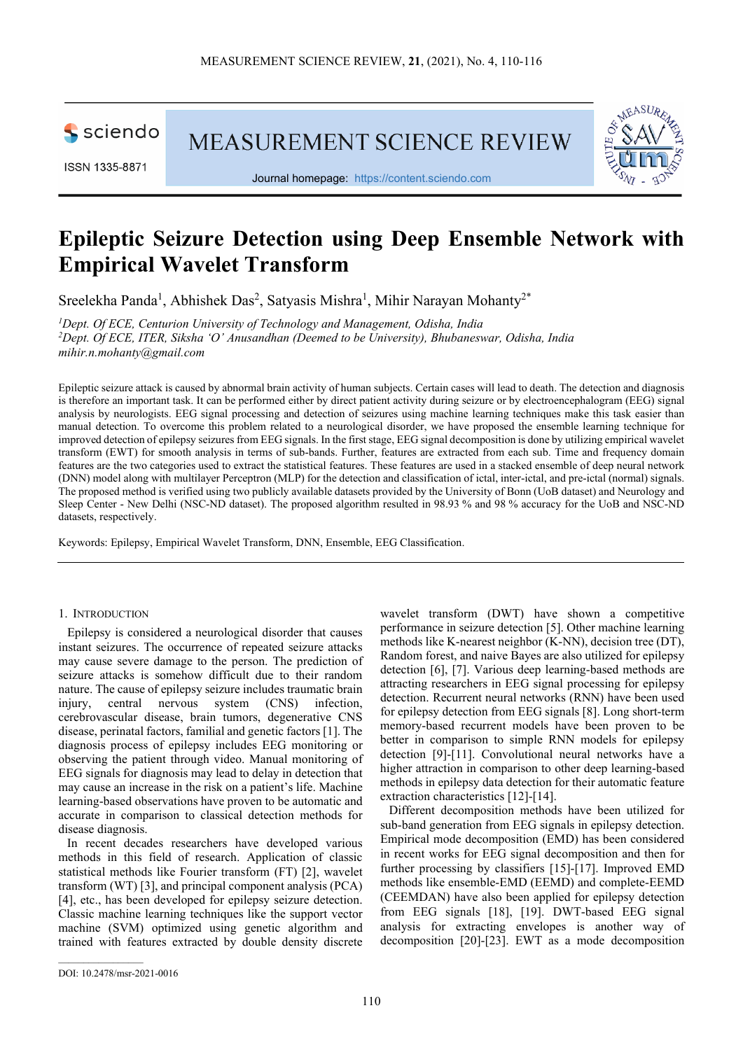# Epileptic Seizure Detection using Deep Ensemble Network with Empirical Wavelet Transform

Sreelekha Panda[1], Abhishek Das[2], Satyasis Mishra[1], Mihir Narayan Mohanty[2*]

*[1]Dept. Of ECE, Centurion University of Technology and Management, Odisha, India*
*[2]Dept. Of ECE, ITER, Siksha 'O' Anusandhan (Deemed to be University), Bhubaneswar, Odisha, India*
*mihir.n.mohanty@gmail.com*

Epileptic seizure attack is caused by abnormal brain activity of human subjects. Certain cases will lead to death. The detection and diagnosis is therefore an important task. It can be performed either by direct patient activity during seizure or by electroencephalogram (EEG) signal analysis by neurologists. EEG signal processing and detection of seizures using machine learning techniques make this task easier than manual detection. To overcome this problem related to a neurological disorder, we have proposed the ensemble learning technique for improved detection of epilepsy seizures from EEG signals. In the first stage, EEG signal decomposition is done by utilizing empirical wavelet transform (EWT) for smooth analysis in terms of sub-bands. Further, features are extracted from each sub. Time and frequency domain features are the two categories used to extract the statistical features. These features are used in a stacked ensemble of deep neural network (DNN) model along with multilayer Perceptron (MLP) for the detection and classification of ictal, inter-ictal, and pre-ictal (normal) signals. The proposed method is verified using two publicly available datasets provided by the University of Bonn (UoB dataset) and Neurology and Sleep Center - New Delhi (NSC-ND dataset). The proposed algorithm resulted in 98.93 % and 98 % accuracy for the UoB and NSC-ND datasets, respectively.

Keywords: Epilepsy, Empirical Wavelet Transform, DNN, Ensemble, EEG Classification.

## 1. Introduction

Epilepsy is considered a neurological disorder that causes instant seizures. The occurrence of repeated seizure attacks may cause severe damage to the person. The prediction of seizure attacks is somehow difficult due to their random nature. The cause of epilepsy seizure includes traumatic brain injury, central nervous system (CNS) infection, cerebrovascular disease, brain tumors, degenerative CNS disease, perinatal factors, familial and genetic factors [1]. The diagnosis process of epilepsy includes EEG monitoring or observing the patient through video. Manual monitoring of EEG signals for diagnosis may lead to delay in detection that may cause an increase in the risk on a patient's life. Machine learning-based observations have proven to be automatic and accurate in comparison to classical detection methods for disease diagnosis.

In recent decades researchers have developed various methods in this field of research. Application of classic statistical methods like Fourier transform (FT) [2], wavelet transform (WT) [3], and principal component analysis (PCA) [4], etc., has been developed for epilepsy seizure detection. Classic machine learning techniques like the support vector machine (SVM) optimized using genetic algorithm and trained with features extracted by double density discrete wavelet transform (DWT) have shown a competitive performance in seizure detection [5]. Other machine learning methods like K-nearest neighbor (K-NN), decision tree (DT), Random forest, and naive Bayes are also utilized for epilepsy detection [6], [7]. Various deep learning-based methods are attracting researchers in EEG signal processing for epilepsy detection. Recurrent neural networks (RNN) have been used for epilepsy detection from EEG signals [8]. Long short-term memory-based recurrent models have been proven to be better in comparison to simple RNN models for epilepsy detection [9]-[11]. Convolutional neural networks have a higher attraction in comparison to other deep learning-based methods in epilepsy data detection for their automatic feature extraction characteristics [12]-[14].

Different decomposition methods have been utilized for sub-band generation from EEG signals in epilepsy detection. Empirical mode decomposition (EMD) has been considered in recent works for EEG signal decomposition and then for further processing by classifiers [15]-[17]. Improved EMD methods like ensemble-EMD (EEMD) and complete-EEMD (CEEMDAN) have also been applied for epilepsy detection from EEG signals [18], [19]. DWT-based EEG signal analysis for extracting envelopes is another way of decomposition [20]-[23]. EWT as a mode decomposition

DOI: 10.2478/msr-2021-0016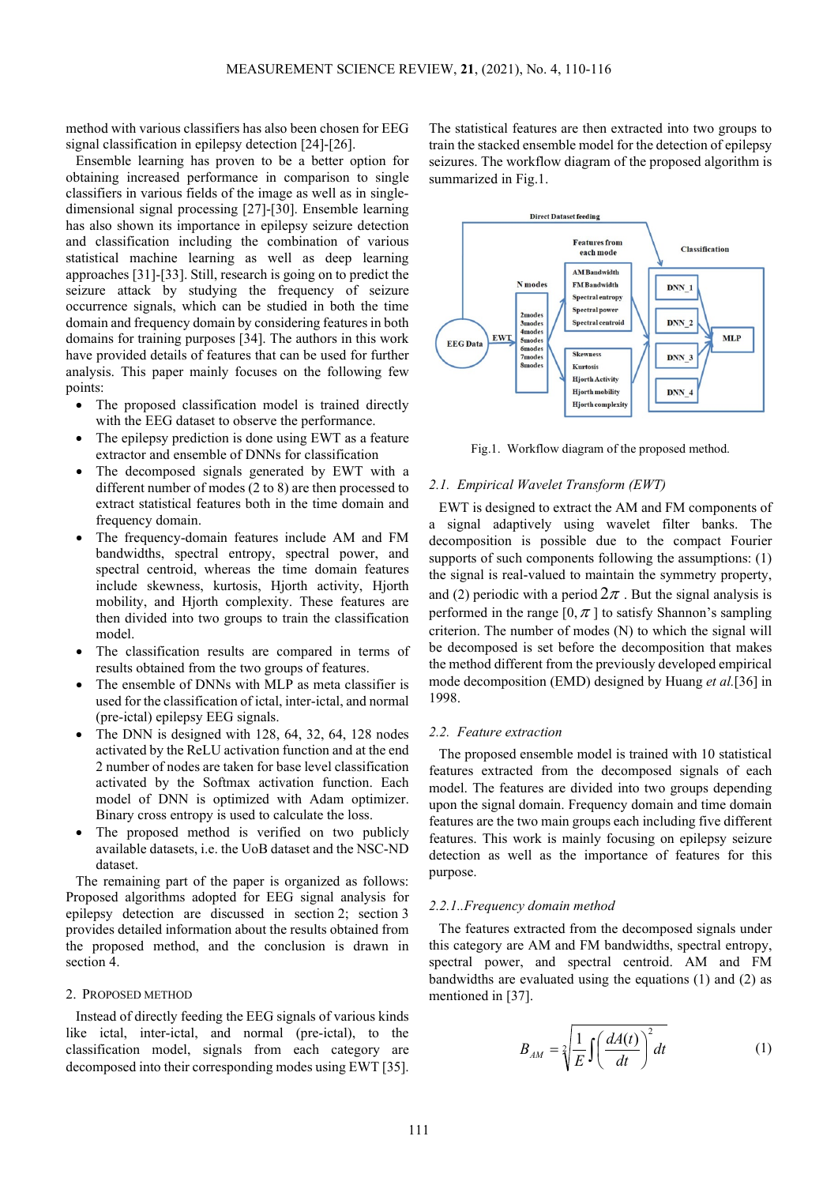method with various classifiers has also been chosen for EEG signal classification in epilepsy detection [24]-[26].

Ensemble learning has proven to be a better option for obtaining increased performance in comparison to single classifiers in various fields of the image as well as in single-dimensional signal processing [27]-[30]. Ensemble learning has also shown its importance in epilepsy seizure detection and classification including the combination of various statistical machine learning as well as deep learning approaches [31]-[33]. Still, research is going on to predict the seizure attack by studying the frequency of seizure occurrence signals, which can be studied in both the time domain and frequency domain by considering features in both domains for training purposes [34]. The authors in this work have provided details of features that can be used for further analysis. This paper mainly focuses on the following few points:

- The proposed classification model is trained directly with the EEG dataset to observe the performance.
- The epilepsy prediction is done using EWT as a feature extractor and ensemble of DNNs for classification
- The decomposed signals generated by EWT with a different number of modes (2 to 8) are then processed to extract statistical features both in the time domain and frequency domain.
- The frequency-domain features include AM and FM bandwidths, spectral entropy, spectral power, and spectral centroid, whereas the time domain features include skewness, kurtosis, Hjorth activity, Hjorth mobility, and Hjorth complexity. These features are then divided into two groups to train the classification model.
- The classification results are compared in terms of results obtained from the two groups of features.
- The ensemble of DNNs with MLP as meta classifier is used for the classification of ictal, inter-ictal, and normal (pre-ictal) epilepsy EEG signals.
- The DNN is designed with 128, 64, 32, 64, 128 nodes activated by the ReLU activation function and at the end 2 number of nodes are taken for base level classification activated by the Softmax activation function. Each model of DNN is optimized with Adam optimizer. Binary cross entropy is used to calculate the loss.
- The proposed method is verified on two publicly available datasets, i.e. the UoB dataset and the NSC-ND dataset.

The remaining part of the paper is organized as follows: Proposed algorithms adopted for EEG signal analysis for epilepsy detection are discussed in section 2; section 3 provides detailed information about the results obtained from the proposed method, and the conclusion is drawn in section 4.

## 2. Proposed method

Instead of directly feeding the EEG signals of various kinds like ictal, inter-ictal, and normal (pre-ictal), to the classification model, signals from each category are decomposed into their corresponding modes using EWT [35]. The statistical features are then extracted into two groups to train the stacked ensemble model for the detection of epilepsy seizures. The workflow diagram of the proposed algorithm is summarized in Fig.1.

Fig.1. Workflow diagram of the proposed method.

### 2.1. Empirical Wavelet Transform (EWT)

EWT is designed to extract the AM and FM components of a signal adaptively using wavelet filter banks. The decomposition is possible due to the compact Fourier supports of such components following the assumptions: (1) the signal is real-valued to maintain the symmetry property, and (2) periodic with a period $2\pi$. But the signal analysis is performed in the range $[0, \pi]$ to satisfy Shannon's sampling criterion. The number of modes (N) to which the signal will be decomposed is set before the decomposition that makes the method different from the previously developed empirical mode decomposition (EMD) designed by Huang *et al.*[36] in 1998.

### 2.2. Feature extraction

The proposed ensemble model is trained with 10 statistical features extracted from the decomposed signals of each model. The features are divided into two groups depending upon the signal domain. Frequency domain and time domain features are the two main groups each including five different features. This work is mainly focusing on epilepsy seizure detection as well as the importance of features for this purpose.

#### 2.2.1. Frequency domain method

The features extracted from the decomposed signals under this category are AM and FM bandwidths, spectral entropy, spectral power, and spectral centroid. AM and FM bandwidths are evaluated using the equations (1) and (2) as mentioned in [37].

$$B_{AM} = \sqrt[2]{\frac{1}{E}\int\left(\frac{dA(t)}{dt}\right)^2 dt} \tag{1}$$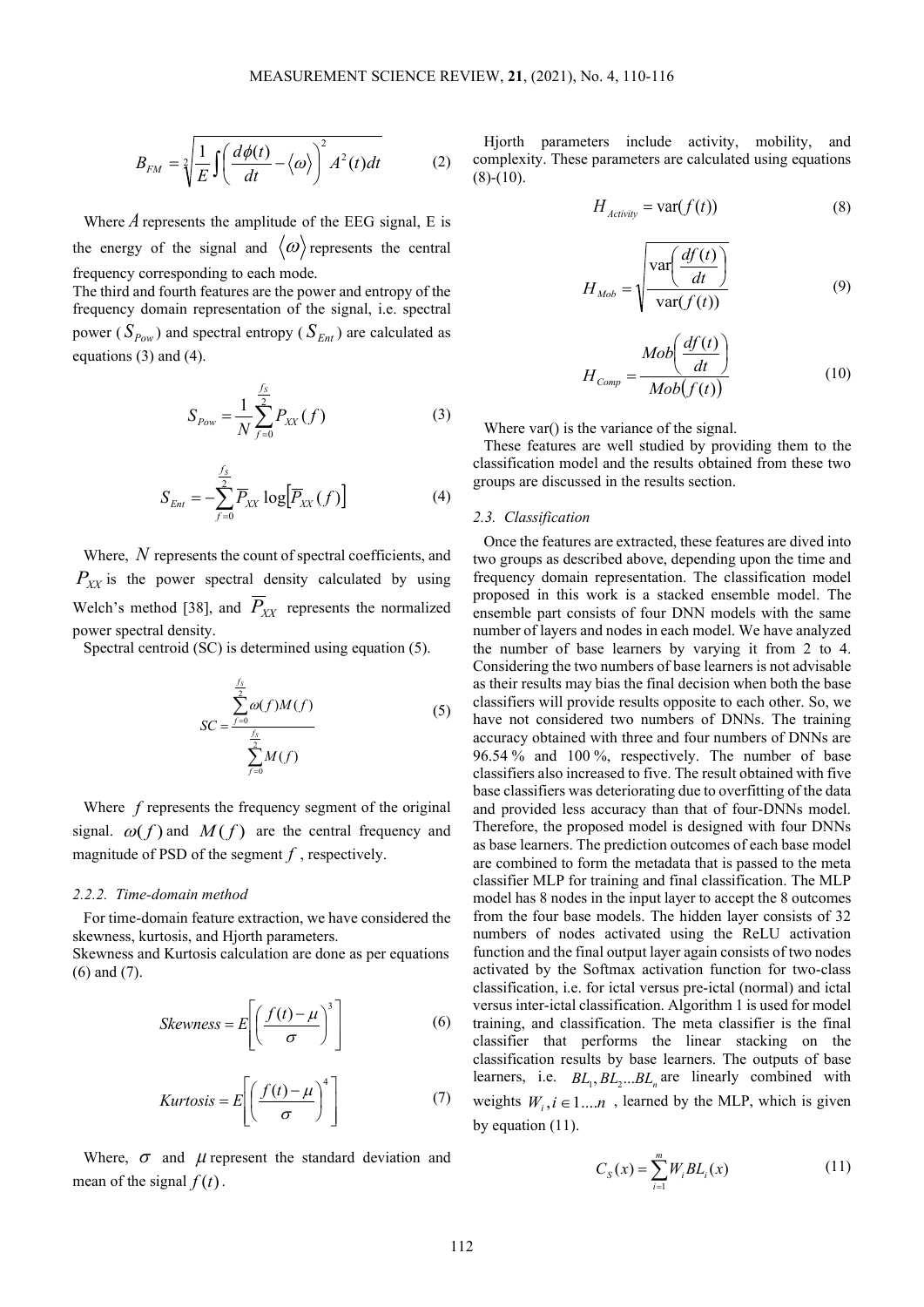$$B_{FM} = \sqrt[2]{\frac{1}{E}\int\left(\frac{d\phi(t)}{dt} - \langle\omega\rangle\right)^2 A^2(t)dt} \tag{2}$$

Where $A$ represents the amplitude of the EEG signal, E is the energy of the signal and $\langle\omega\rangle$ represents the central frequency corresponding to each mode.

The third and fourth features are the power and entropy of the frequency domain representation of the signal, i.e. spectral power ($S_{Pow}$) and spectral entropy ($S_{Ent}$) are calculated as equations (3) and (4).

$$S_{Pow} = \frac{1}{N}\sum_{f=0}^{\frac{f_S}{2}} P_{XX}(f) \tag{3}$$

$$S_{Ent} = -\sum_{f=0}^{\frac{f_S}{2}} \overline{P}_{XX} \log\left[\overline{P}_{XX}(f)\right] \tag{4}$$

Where, $N$ represents the count of spectral coefficients, and $P_{XX}$ is the power spectral density calculated by using Welch's method [38], and $\overline{P}_{XX}$ represents the normalized power spectral density.

Spectral centroid (SC) is determined using equation (5).

$$SC = \frac{\sum_{f=0}^{\frac{f_S}{2}} \omega(f)M(f)}{\sum_{f=0}^{\frac{f_S}{2}} M(f)} \tag{5}$$

Where $f$ represents the frequency segment of the original signal. $\omega(f)$ and $M(f)$ are the central frequency and magnitude of PSD of the segment $f$, respectively.

#### 2.2.2. Time-domain method

For time-domain feature extraction, we have considered the skewness, kurtosis, and Hjorth parameters.

Skewness and Kurtosis calculation are done as per equations (6) and (7).

$$Skewness = E\left[\left(\frac{f(t)-\mu}{\sigma}\right)^3\right] \tag{6}$$

$$Kurtosis = E\left[\left(\frac{f(t)-\mu}{\sigma}\right)^4\right] \tag{7}$$

Where, $\sigma$ and $\mu$ represent the standard deviation and mean of the signal $f(t)$.

Hjorth parameters include activity, mobility, and complexity. These parameters are calculated using equations (8)-(10).

$$H_{Activity} = \text{var}(f(t)) \tag{8}$$

$$H_{Mob} = \sqrt{\frac{\text{var}\left(\frac{df(t)}{dt}\right)}{\text{var}(f(t))}} \tag{9}$$

$$H_{Comp} = \frac{Mob\left(\frac{df(t)}{dt}\right)}{Mob(f(t))} \tag{10}$$

Where var() is the variance of the signal.

These features are well studied by providing them to the classification model and the results obtained from these two groups are discussed in the results section.

### 2.3. Classification

Once the features are extracted, these features are dived into two groups as described above, depending upon the time and frequency domain representation. The classification model proposed in this work is a stacked ensemble model. The ensemble part consists of four DNN models with the same number of layers and nodes in each model. We have analyzed the number of base learners by varying it from 2 to 4. Considering the two numbers of base learners is not advisable as their results may bias the final decision when both the base classifiers will provide results opposite to each other. So, we have not considered two numbers of DNNs. The training accuracy obtained with three and four numbers of DNNs are 96.54 % and 100 %, respectively. The number of base classifiers also increased to five. The result obtained with five base classifiers was deteriorating due to overfitting of the data and provided less accuracy than that of four-DNNs model. Therefore, the proposed model is designed with four DNNs as base learners. The prediction outcomes of each base model are combined to form the metadata that is passed to the meta classifier MLP for training and final classification. The MLP model has 8 nodes in the input layer to accept the 8 outcomes from the four base models. The hidden layer consists of 32 numbers of nodes activated using the ReLU activation function and the final output layer again consists of two nodes activated by the Softmax activation function for two-class classification, i.e. for ictal versus pre-ictal (normal) and ictal versus inter-ictal classification. Algorithm 1 is used for model training, and classification. The meta classifier is the final classifier that performs the linear stacking on the classification results by base learners. The outputs of base learners, i.e. $BL_1, BL_2 ... BL_n$ are linearly combined with weights $W_i, i \in 1....n$, learned by the MLP, which is given by equation (11).

$$C_S(x) = \sum_{i=1}^{m} W_i BL_i(x) \tag{11}$$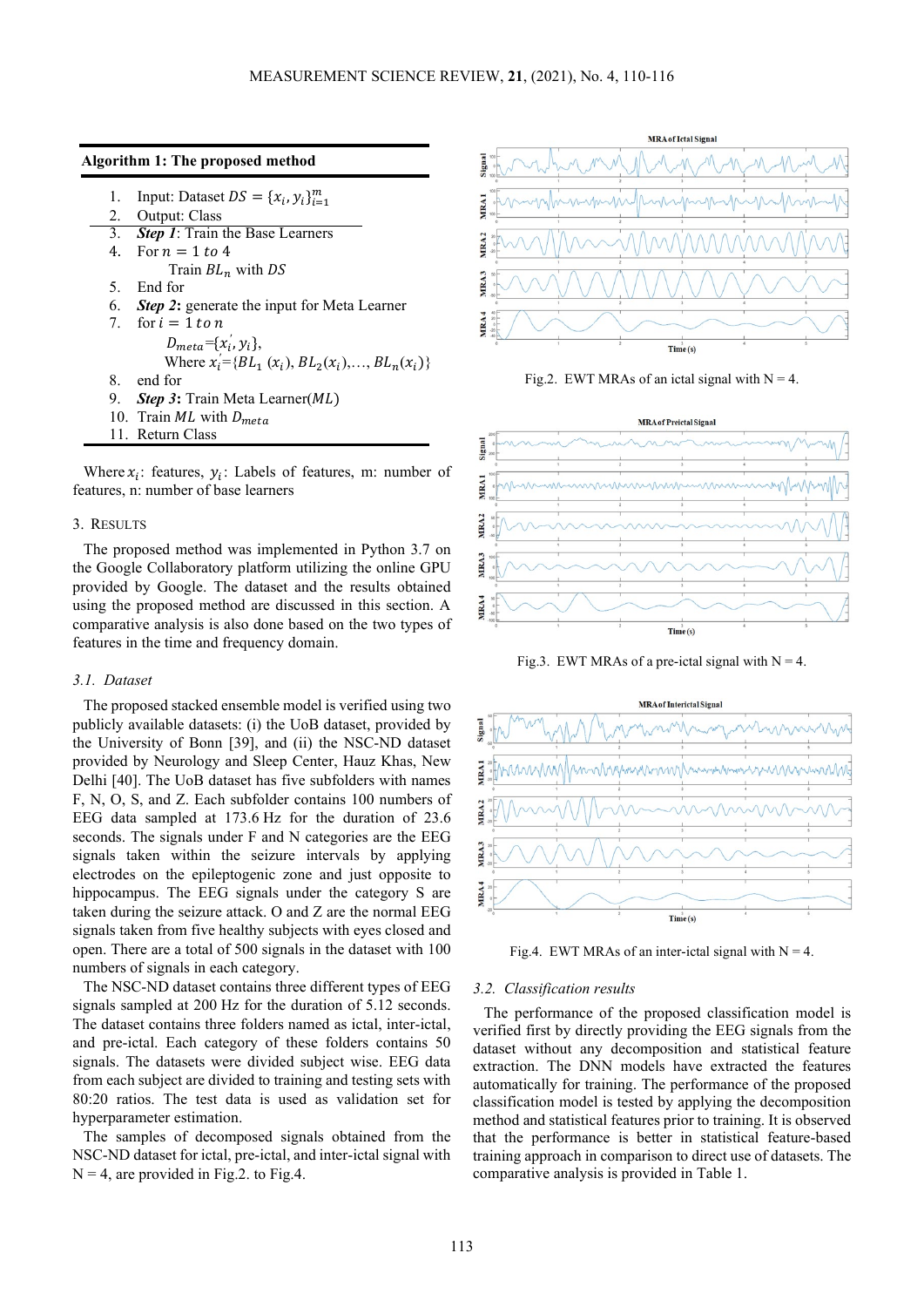**Algorithm 1: The proposed method**

1. Input: Dataset $DS = \{x_i, y_i\}_{i=1}^{m}$
2. Output: Class
3. ***Step 1***: Train the Base Learners
4. For $n = 1$ *to* 4
   Train $BL_n$ with $DS$
5. End for
6. ***Step 2***: generate the input for Meta Learner
7. for $i = 1$ *to* $n$
   $D_{meta}$={$x_i^{'}, y_i$},
   Where $x_i^{'}$={$BL_1(x_i), BL_2(x_i),\ldots, BL_n(x_i)$}
8. end for
9. ***Step 3***: Train Meta Learner($ML$)
10. Train $ML$ with $D_{meta}$
11. Return Class

Where $x_i$: features, $y_i$: Labels of features, m: number of features, n: number of base learners

## 3. RESULTS

The proposed method was implemented in Python 3.7 on the Google Collaboratory platform utilizing the online GPU provided by Google. The dataset and the results obtained using the proposed method are discussed in this section. A comparative analysis is also done based on the two types of features in the time and frequency domain.

### 3.1. Dataset

The proposed stacked ensemble model is verified using two publicly available datasets: (i) the UoB dataset, provided by the University of Bonn [39], and (ii) the NSC-ND dataset provided by Neurology and Sleep Center, Hauz Khas, New Delhi [40]. The UoB dataset has five subfolders with names F, N, O, S, and Z. Each subfolder contains 100 numbers of EEG data sampled at 173.6 Hz for the duration of 23.6 seconds. The signals under F and N categories are the EEG signals taken within the seizure intervals by applying electrodes on the epileptogenic zone and just opposite to hippocampus. The EEG signals under the category S are taken during the seizure attack. O and Z are the normal EEG signals taken from five healthy subjects with eyes closed and open. There are a total of 500 signals in the dataset with 100 numbers of signals in each category.

The NSC-ND dataset contains three different types of EEG signals sampled at 200 Hz for the duration of 5.12 seconds. The dataset contains three folders named as ictal, inter-ictal, and pre-ictal. Each category of these folders contains 50 signals. The datasets were divided subject wise. EEG data from each subject are divided to training and testing sets with 80:20 ratios. The test data is used as validation set for hyperparameter estimation.

The samples of decomposed signals obtained from the NSC-ND dataset for ictal, pre-ictal, and inter-ictal signal with N = 4, are provided in Fig.2. to Fig.4.

Fig.2. EWT MRAs of an ictal signal with N = 4.

Fig.3. EWT MRAs of a pre-ictal signal with N = 4.

Fig.4. EWT MRAs of an inter-ictal signal with N = 4.

### 3.2. Classification results

The performance of the proposed classification model is verified first by directly providing the EEG signals from the dataset without any decomposition and statistical feature extraction. The DNN models have extracted the features automatically for training. The performance of the proposed classification model is tested by applying the decomposition method and statistical features prior to training. It is observed that the performance is better in statistical feature-based training approach in comparison to direct use of datasets. The comparative analysis is provided in Table 1.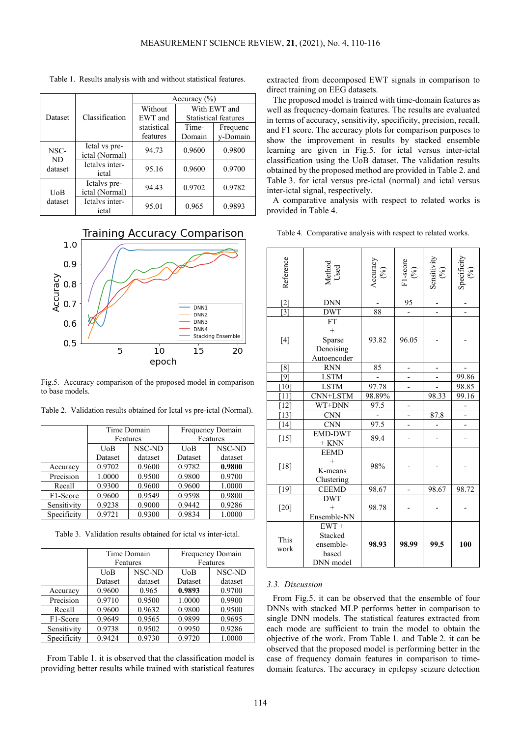Table 1. Results analysis with and without statistical features.

| Dataset | Classification | Accuracy (%) | | |
|---|---|---|---|---|
| | | Without EWT and statistical features | With EWT and Statistical features | |
| | | | Time-Domain | Frequency-Domain |
| NSC-ND dataset | Ictal vs pre-ictal (Normal) | 94.73 | 0.9600 | 0.9800 |
| | Ictalvs inter-ictal | 95.16 | 0.9600 | 0.9700 |
| UoB dataset | Ictalvs pre-ictal (Normal) | 94.43 | 0.9702 | 0.9782 |
| | Ictalvs inter-ictal | 95.01 | 0.965 | 0.9893 |

Fig.5. Accuracy comparison of the proposed model in comparison to base models.

Table 2. Validation results obtained for Ictal vs pre-ictal (Normal).

| | Time Domain Features | | Frequency Domain Features | |
|---|---|---|---|---|
| | UoB Dataset | NSC-ND dataset | UoB Dataset | NSC-ND dataset |
| Accuracy | 0.9702 | 0.9600 | 0.9782 | **0.9800** |
| Precision | 1.0000 | 0.9500 | 0.9800 | 0.9700 |
| Recall | 0.9300 | 0.9600 | 0.9600 | 1.0000 |
| F1-Score | 0.9600 | 0.9549 | 0.9598 | 0.9800 |
| Sensitivity | 0.9238 | 0.9000 | 0.9442 | 0.9286 |
| Specificity | 0.9721 | 0.9300 | 0.9834 | 1.0000 |

Table 3. Validation results obtained for ictal vs inter-ictal.

| | Time Domain Features | | Frequency Domain Features | |
|---|---|---|---|---|
| | UoB Dataset | NSC-ND dataset | UoB Dataset | NSC-ND dataset |
| Accuracy | 0.9600 | 0.965 | **0.9893** | 0.9700 |
| Precision | 0.9710 | 0.9500 | 1.0000 | 0.9900 |
| Recall | 0.9600 | 0.9632 | 0.9800 | 0.9500 |
| F1-Score | 0.9649 | 0.9565 | 0.9899 | 0.9695 |
| Sensitivity | 0.9738 | 0.9502 | 0.9950 | 0.9286 |
| Specificity | 0.9424 | 0.9730 | 0.9720 | 1.0000 |

From Table 1. it is observed that the classification model is providing better results while trained with statistical features extracted from decomposed EWT signals in comparison to direct training on EEG datasets.

The proposed model is trained with time-domain features as well as frequency-domain features. The results are evaluated in terms of accuracy, sensitivity, specificity, precision, recall, and F1 score. The accuracy plots for comparison purposes to show the improvement in results by stacked ensemble learning are given in Fig.5. for ictal versus inter-ictal classification using the UoB dataset. The validation results obtained by the proposed method are provided in Table 2. and Table 3. for ictal versus pre-ictal (normal) and ictal versus inter-ictal signal, respectively.

A comparative analysis with respect to related works is provided in Table 4.

Table 4. Comparative analysis with respect to related works.

| Reference | Method Used | Accuracy (%) | F1-score (%) | Sensitivity (%) | Specificity (%) |
|---|---|---|---|---|---|
| [2] | DNN | - | 95 | - | - |
| [3] | DWT | 88 | - | - | - |
| [4] | FT + Sparse Denoising Autoencoder | 93.82 | 96.05 | - | - |
| [8] | RNN | 85 | - | - | - |
| [9] | LSTM | - | - | - | 99.86 |
| [10] | LSTM | 97.78 | - | - | 98.85 |
| [11] | CNN+LSTM | 98.89% | | 98.33 | 99.16 |
| [12] | WT+DNN | 97.5 | - | | - |
| [13] | CNN | - | - | 87.8 | - |
| [14] | CNN | 97.5 | - | - | - |
| [15] | EMD-DWT + KNN | 89.4 | - | - | - |
| [18] | EEMD + K-means Clustering | 98% | - | - | - |
| [19] | CEEMD | 98.67 | - | 98.67 | 98.72 |
| [20] | DWT + Ensemble-NN | 98.78 | - | - | - |
| This work | EWT + Stacked ensemble-based DNN model | **98.93** | **98.99** | **99.5** | **100** |

### 3.3. Discussion

From Fig.5. it can be observed that the ensemble of four DNNs with stacked MLP performs better in comparison to single DNN models. The statistical features extracted from each mode are sufficient to train the model to obtain the objective of the work. From Table 1. and Table 2. it can be observed that the proposed model is performing better in the case of frequency domain features in comparison to time-domain features. The accuracy in epilepsy seizure detection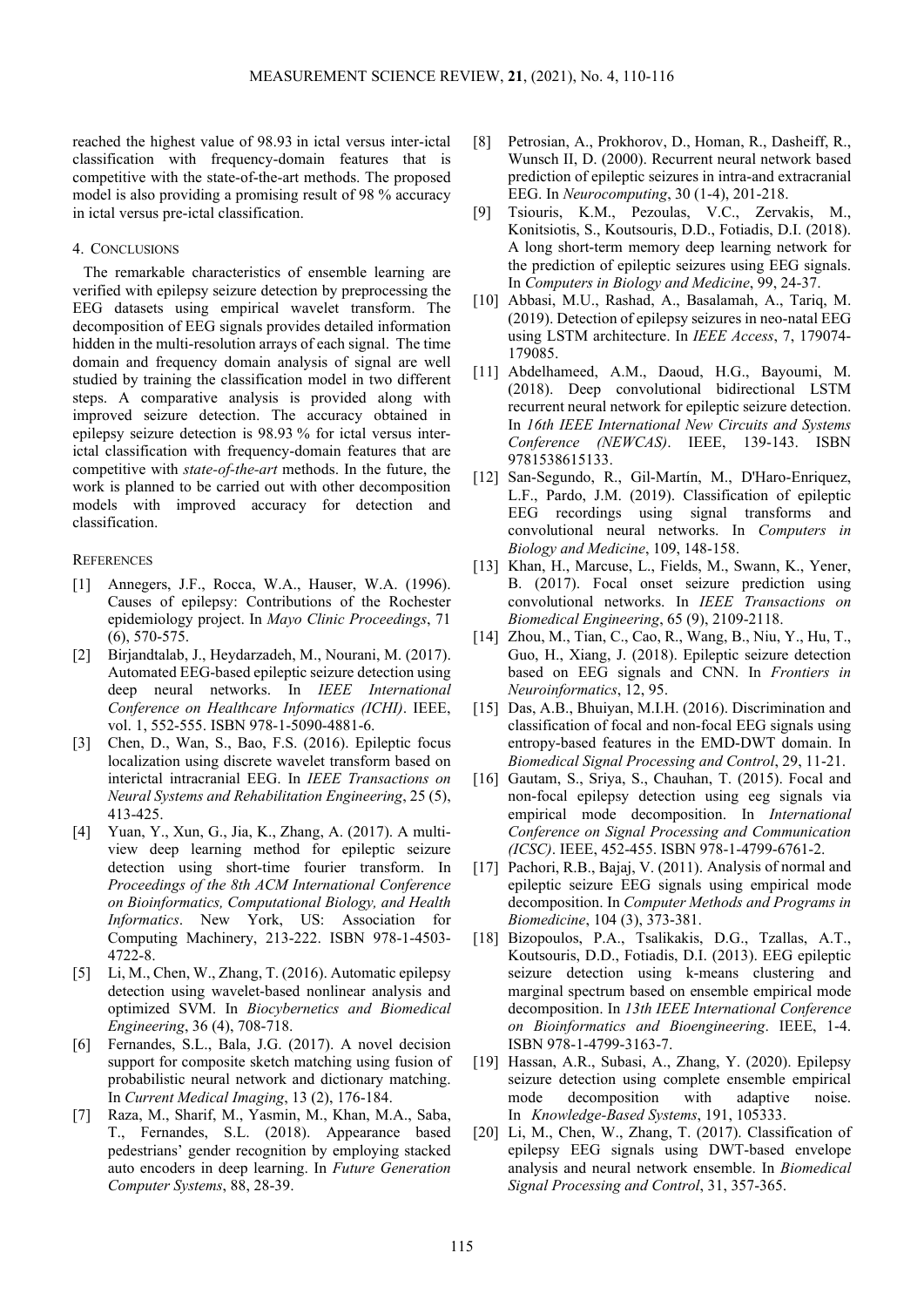reached the highest value of 98.93 in ictal versus inter-ictal classification with frequency-domain features that is competitive with the state-of-the-art methods. The proposed model is also providing a promising result of 98 % accuracy in ictal versus pre-ictal classification.

## 4. Conclusions

The remarkable characteristics of ensemble learning are verified with epilepsy seizure detection by preprocessing the EEG datasets using empirical wavelet transform. The decomposition of EEG signals provides detailed information hidden in the multi-resolution arrays of each signal. The time domain and frequency domain analysis of signal are well studied by training the classification model in two different steps. A comparative analysis is provided along with improved seizure detection. The accuracy obtained in epilepsy seizure detection is 98.93 % for ictal versus inter-ictal classification with frequency-domain features that are competitive with *state-of-the-art* methods. In the future, the work is planned to be carried out with other decomposition models with improved accuracy for detection and classification.

## References

[1] Annegers, J.F., Rocca, W.A., Hauser, W.A. (1996). Causes of epilepsy: Contributions of the Rochester epidemiology project. In *Mayo Clinic Proceedings*, 71 (6), 570-575.

[2] Birjandtalab, J., Heydarzadeh, M., Nourani, M. (2017). Automated EEG-based epileptic seizure detection using deep neural networks. In *IEEE International Conference on Healthcare Informatics (ICHI)*. IEEE, vol. 1, 552-555. ISBN 978-1-5090-4881-6.

[3] Chen, D., Wan, S., Bao, F.S. (2016). Epileptic focus localization using discrete wavelet transform based on interictal intracranial EEG. In *IEEE Transactions on Neural Systems and Rehabilitation Engineering*, 25 (5), 413-425.

[4] Yuan, Y., Xun, G., Jia, K., Zhang, A. (2017). A multi-view deep learning method for epileptic seizure detection using short-time fourier transform. In *Proceedings of the 8th ACM International Conference on Bioinformatics, Computational Biology, and Health Informatics*. New York, US: Association for Computing Machinery, 213-222. ISBN 978-1-4503-4722-8.

[5] Li, M., Chen, W., Zhang, T. (2016). Automatic epilepsy detection using wavelet-based nonlinear analysis and optimized SVM. In *Biocybernetics and Biomedical Engineering*, 36 (4), 708-718.

[6] Fernandes, S.L., Bala, J.G. (2017). A novel decision support for composite sketch matching using fusion of probabilistic neural network and dictionary matching. In *Current Medical Imaging*, 13 (2), 176-184.

[7] Raza, M., Sharif, M., Yasmin, M., Khan, M.A., Saba, T., Fernandes, S.L. (2018). Appearance based pedestrians' gender recognition by employing stacked auto encoders in deep learning. In *Future Generation Computer Systems*, 88, 28-39.

[8] Petrosian, A., Prokhorov, D., Homan, R., Dasheiff, R., Wunsch II, D. (2000). Recurrent neural network based prediction of epileptic seizures in intra-and extracranial EEG. In *Neurocomputing*, 30 (1-4), 201-218.

[9] Tsiouris, K.M., Pezoulas, V.C., Zervakis, M., Konitsiotis, S., Koutsouris, D.D., Fotiadis, D.I. (2018). A long short-term memory deep learning network for the prediction of epileptic seizures using EEG signals. In *Computers in Biology and Medicine*, 99, 24-37.

[10] Abbasi, M.U., Rashad, A., Basalamah, A., Tariq, M. (2019). Detection of epilepsy seizures in neo-natal EEG using LSTM architecture. In *IEEE Access*, 7, 179074-179085.

[11] Abdelhameed, A.M., Daoud, H.G., Bayoumi, M. (2018). Deep convolutional bidirectional LSTM recurrent neural network for epileptic seizure detection. In *16th IEEE International New Circuits and Systems Conference (NEWCAS)*. IEEE, 139-143. ISBN 9781538615133.

[12] San-Segundo, R., Gil-Martín, M., D'Haro-Enriquez, L.F., Pardo, J.M. (2019). Classification of epileptic EEG recordings using signal transforms and convolutional neural networks. In *Computers in Biology and Medicine*, 109, 148-158.

[13] Khan, H., Marcuse, L., Fields, M., Swann, K., Yener, B. (2017). Focal onset seizure prediction using convolutional networks. In *IEEE Transactions on Biomedical Engineering*, 65 (9), 2109-2118.

[14] Zhou, M., Tian, C., Cao, R., Wang, B., Niu, Y., Hu, T., Guo, H., Xiang, J. (2018). Epileptic seizure detection based on EEG signals and CNN. In *Frontiers in Neuroinformatics*, 12, 95.

[15] Das, A.B., Bhuiyan, M.I.H. (2016). Discrimination and classification of focal and non-focal EEG signals using entropy-based features in the EMD-DWT domain. In *Biomedical Signal Processing and Control*, 29, 11-21.

[16] Gautam, S., Sriya, S., Chauhan, T. (2015). Focal and non-focal epilepsy detection using eeg signals via empirical mode decomposition. In *International Conference on Signal Processing and Communication (ICSC)*. IEEE, 452-455. ISBN 978-1-4799-6761-2.

[17] Pachori, R.B., Bajaj, V. (2011). Analysis of normal and epileptic seizure EEG signals using empirical mode decomposition. In *Computer Methods and Programs in Biomedicine*, 104 (3), 373-381.

[18] Bizopoulos, P.A., Tsalikakis, D.G., Tzallas, A.T., Koutsouris, D.D., Fotiadis, D.I. (2013). EEG epileptic seizure detection using k-means clustering and marginal spectrum based on ensemble empirical mode decomposition. In *13th IEEE International Conference on Bioinformatics and Bioengineering*. IEEE, 1-4. ISBN 978-1-4799-3163-7.

[19] Hassan, A.R., Subasi, A., Zhang, Y. (2020). Epilepsy seizure detection using complete ensemble empirical mode decomposition with adaptive noise. In *Knowledge-Based Systems*, 191, 105333.

[20] Li, M., Chen, W., Zhang, T. (2017). Classification of epilepsy EEG signals using DWT-based envelope analysis and neural network ensemble. In *Biomedical Signal Processing and Control*, 31, 357-365.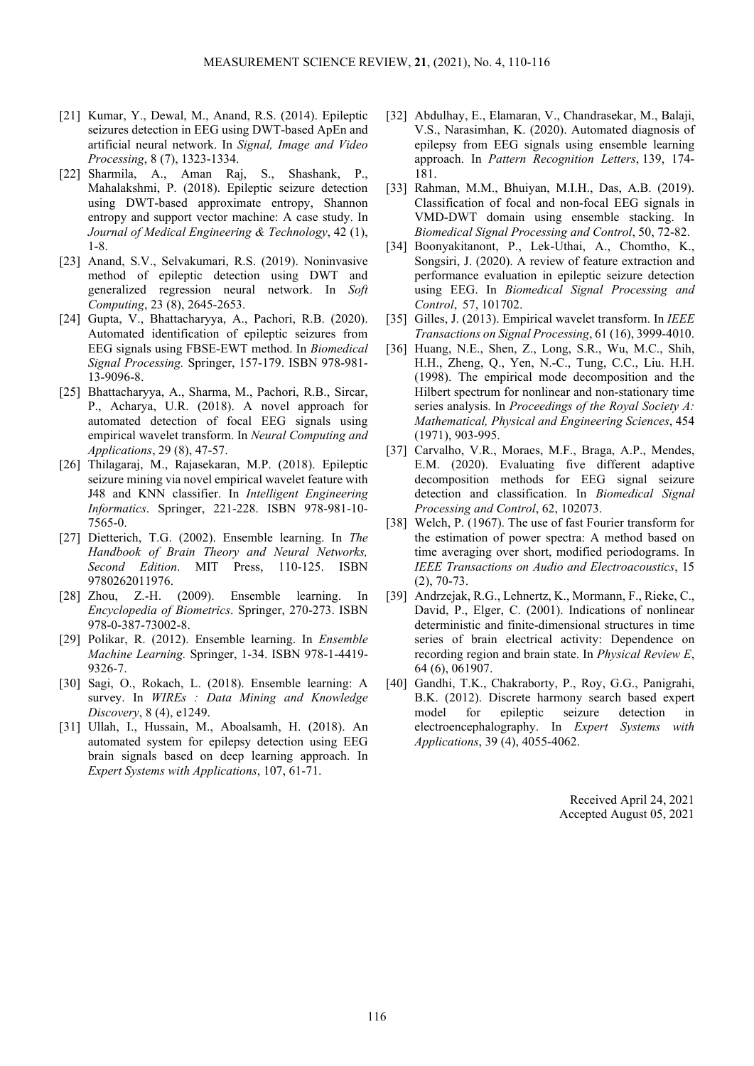[21] Kumar, Y., Dewal, M., Anand, R.S. (2014). Epileptic seizures detection in EEG using DWT-based ApEn and artificial neural network. In *Signal, Image and Video Processing*, 8 (7), 1323-1334.

[22] Sharmila, A., Aman Raj, S., Shashank, P., Mahalakshmi, P. (2018). Epileptic seizure detection using DWT-based approximate entropy, Shannon entropy and support vector machine: A case study. In *Journal of Medical Engineering & Technology*, 42 (1), 1-8.

[23] Anand, S.V., Selvakumari, R.S. (2019). Noninvasive method of epileptic detection using DWT and generalized regression neural network. In *Soft Computing*, 23 (8), 2645-2653.

[24] Gupta, V., Bhattacharyya, A., Pachori, R.B. (2020). Automated identification of epileptic seizures from EEG signals using FBSE-EWT method. In *Biomedical Signal Processing.* Springer, 157-179. ISBN 978-981-13-9096-8.

[25] Bhattacharyya, A., Sharma, M., Pachori, R.B., Sircar, P., Acharya, U.R. (2018). A novel approach for automated detection of focal EEG signals using empirical wavelet transform. In *Neural Computing and Applications*, 29 (8), 47-57.

[26] Thilagaraj, M., Rajasekaran, M.P. (2018). Epileptic seizure mining via novel empirical wavelet feature with J48 and KNN classifier. In *Intelligent Engineering Informatics*. Springer, 221-228. ISBN 978-981-10-7565-0.

[27] Dietterich, T.G. (2002). Ensemble learning. In *The Handbook of Brain Theory and Neural Networks, Second Edition*. MIT Press, 110-125. ISBN 9780262011976.

[28] Zhou, Z.-H. (2009). Ensemble learning. In *Encyclopedia of Biometrics*. Springer, 270-273. ISBN 978-0-387-73002-8.

[29] Polikar, R. (2012). Ensemble learning. In *Ensemble Machine Learning.* Springer, 1-34. ISBN 978-1-4419-9326-7.

[30] Sagi, O., Rokach, L. (2018). Ensemble learning: A survey. In *WIREs : Data Mining and Knowledge Discovery*, 8 (4), e1249.

[31] Ullah, I., Hussain, M., Aboalsamh, H. (2018). An automated system for epilepsy detection using EEG brain signals based on deep learning approach. In *Expert Systems with Applications*, 107, 61-71.

[32] Abdulhay, E., Elamaran, V., Chandrasekar, M., Balaji, V.S., Narasimhan, K. (2020). Automated diagnosis of epilepsy from EEG signals using ensemble learning approach. In *Pattern Recognition Letters*, 139, 174-181.

[33] Rahman, M.M., Bhuiyan, M.I.H., Das, A.B. (2019). Classification of focal and non-focal EEG signals in VMD-DWT domain using ensemble stacking. In *Biomedical Signal Processing and Control*, 50, 72-82.

[34] Boonyakitanont, P., Lek-Uthai, A., Chomtho, K., Songsiri, J. (2020). A review of feature extraction and performance evaluation in epileptic seizure detection using EEG. In *Biomedical Signal Processing and Control*, 57, 101702.

[35] Gilles, J. (2013). Empirical wavelet transform. In *IEEE Transactions on Signal Processing*, 61 (16), 3999-4010.

[36] Huang, N.E., Shen, Z., Long, S.R., Wu, M.C., Shih, H.H., Zheng, Q., Yen, N.-C., Tung, C.C., Liu. H.H. (1998). The empirical mode decomposition and the Hilbert spectrum for nonlinear and non-stationary time series analysis. In *Proceedings of the Royal Society A: Mathematical, Physical and Engineering Sciences*, 454 (1971), 903-995.

[37] Carvalho, V.R., Moraes, M.F., Braga, A.P., Mendes, E.M. (2020). Evaluating five different adaptive decomposition methods for EEG signal seizure detection and classification. In *Biomedical Signal Processing and Control*, 62, 102073.

[38] Welch, P. (1967). The use of fast Fourier transform for the estimation of power spectra: A method based on time averaging over short, modified periodograms. In *IEEE Transactions on Audio and Electroacoustics*, 15 (2), 70-73.

[39] Andrzejak, R.G., Lehnertz, K., Mormann, F., Rieke, C., David, P., Elger, C. (2001). Indications of nonlinear deterministic and finite-dimensional structures in time series of brain electrical activity: Dependence on recording region and brain state. In *Physical Review E*, 64 (6), 061907.

[40] Gandhi, T.K., Chakraborty, P., Roy, G.G., Panigrahi, B.K. (2012). Discrete harmony search based expert model for epileptic seizure detection in electroencephalography. In *Expert Systems with Applications*, 39 (4), 4055-4062.

Received April 24, 2021
Accepted August 05, 2021